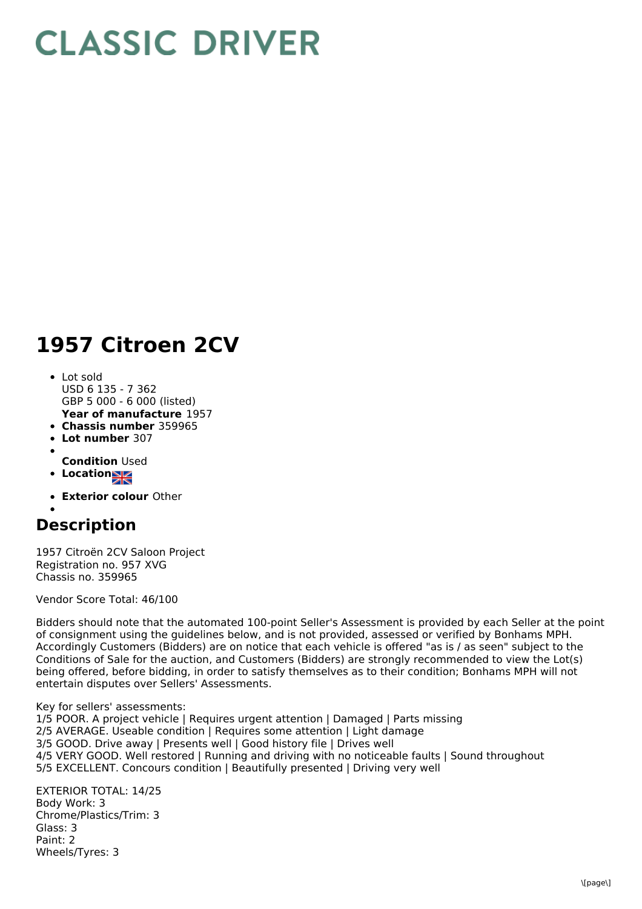# CLASSIC DRIVER

# 1957 Citroen 2CV

- Lot sold
  USD 6 135 - 7 362
  GBP 5 000 - 6 000 (listed)
  **Year of manufacture** 1957
- **Chassis number** 359965
- **Lot number** 307
- 
  **Condition** Used
- **Location**
- **Exterior colour** Other
- 

## Description

1957 Citroën 2CV Saloon Project
Registration no. 957 XVG
Chassis no. 359965

Vendor Score Total: 46/100

Bidders should note that the automated 100-point Seller's Assessment is provided by each Seller at the point of consignment using the guidelines below, and is not provided, assessed or verified by Bonhams MPH. Accordingly Customers (Bidders) are on notice that each vehicle is offered "as is / as seen" subject to the Conditions of Sale for the auction, and Customers (Bidders) are strongly recommended to view the Lot(s) being offered, before bidding, in order to satisfy themselves as to their condition; Bonhams MPH will not entertain disputes over Sellers' Assessments.

Key for sellers' assessments:
1/5 POOR. A project vehicle | Requires urgent attention | Damaged | Parts missing
2/5 AVERAGE. Useable condition | Requires some attention | Light damage
3/5 GOOD. Drive away | Presents well | Good history file | Drives well
4/5 VERY GOOD. Well restored | Running and driving with no noticeable faults | Sound throughout
5/5 EXCELLENT. Concours condition | Beautifully presented | Driving very well

EXTERIOR TOTAL: 14/25
Body Work: 3
Chrome/Plastics/Trim: 3
Glass: 3
Paint: 2
Wheels/Tyres: 3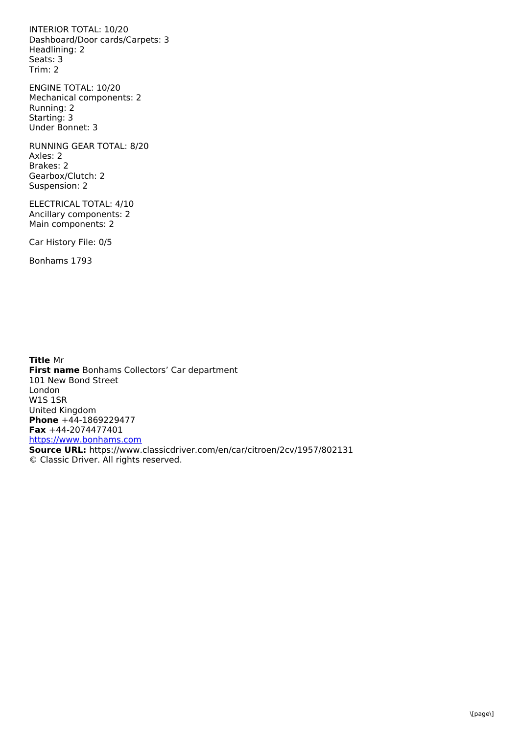INTERIOR TOTAL: 10/20
Dashboard/Door cards/Carpets: 3
Headlining: 2
Seats: 3
Trim: 2

ENGINE TOTAL: 10/20
Mechanical components: 2
Running: 2
Starting: 3
Under Bonnet: 3

RUNNING GEAR TOTAL: 8/20
Axles: 2
Brakes: 2
Gearbox/Clutch: 2
Suspension: 2

ELECTRICAL TOTAL: 4/10
Ancillary components: 2
Main components: 2

Car History File: 0/5

Bonhams 1793

**Title** Mr
**First name** Bonhams Collectors' Car department
101 New Bond Street
London
W1S 1SR
United Kingdom
**Phone** +44-1869229477
**Fax** +44-2074477401
[https://www.bonhams.com](https://www.bonhams.com)
**Source URL:** https://www.classicdriver.com/en/car/citroen/2cv/1957/802131
© Classic Driver. All rights reserved.